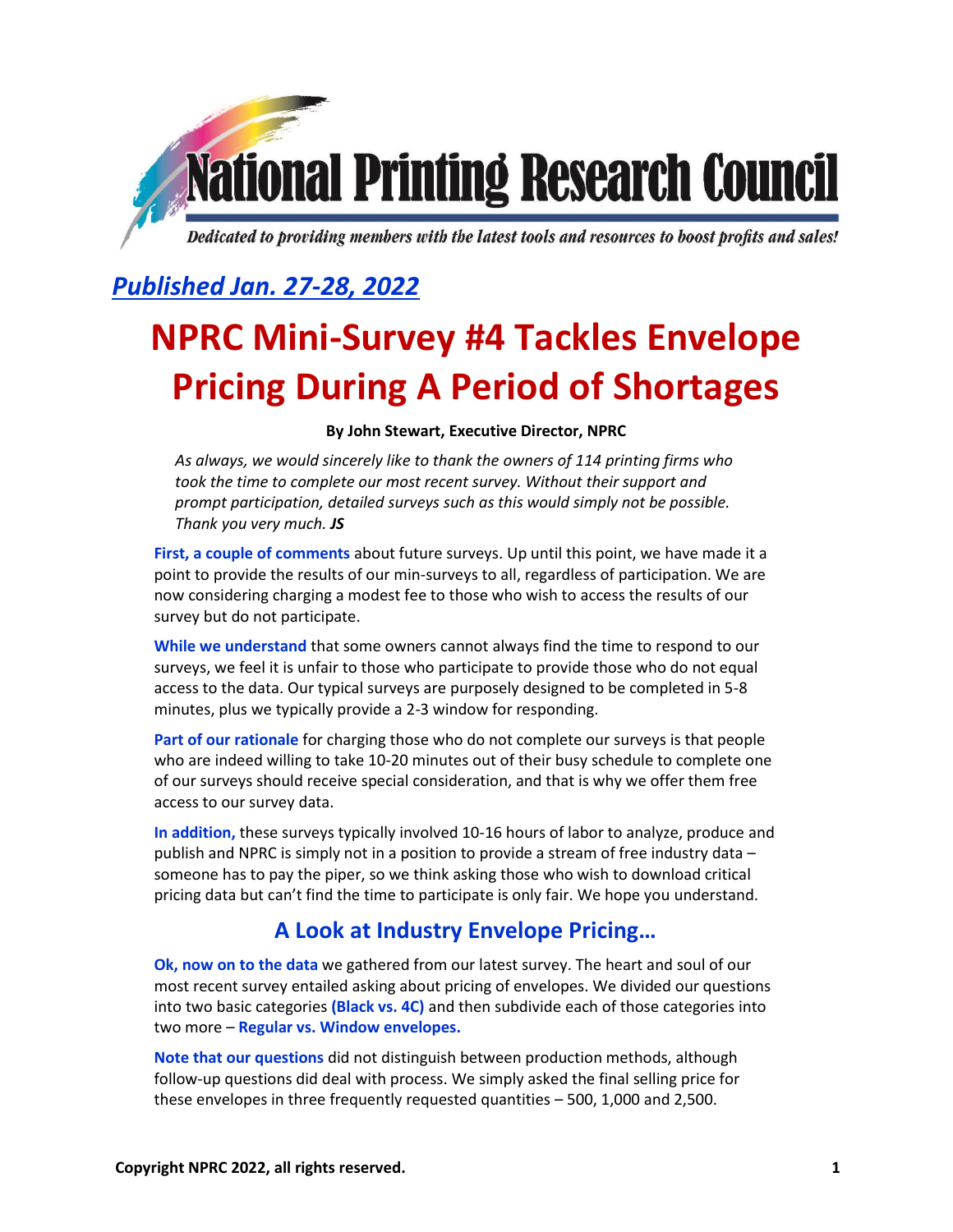# National Printing Research Council

*Dedicated to providing members with the latest tools and resources to boost profits and sales!*

***Published Jan. 27-28, 2022***

# NPRC Mini-Survey #4 Tackles Envelope Pricing During A Period of Shortages

**By John Stewart, Executive Director, NPRC**

*As always, we would sincerely like to thank the owners of 114 printing firms who took the time to complete our most recent survey. Without their support and prompt participation, detailed surveys such as this would simply not be possible. Thank you very much.* ***JS***

**First, a couple of comments** about future surveys. Up until this point, we have made it a point to provide the results of our min-surveys to all, regardless of participation. We are now considering charging a modest fee to those who wish to access the results of our survey but do not participate.

**While we understand** that some owners cannot always find the time to respond to our surveys, we feel it is unfair to those who participate to provide those who do not equal access to the data. Our typical surveys are purposely designed to be completed in 5-8 minutes, plus we typically provide a 2-3 window for responding.

**Part of our rationale** for charging those who do not complete our surveys is that people who are indeed willing to take 10-20 minutes out of their busy schedule to complete one of our surveys should receive special consideration, and that is why we offer them free access to our survey data.

**In addition,** these surveys typically involved 10-16 hours of labor to analyze, produce and publish and NPRC is simply not in a position to provide a stream of free industry data – someone has to pay the piper, so we think asking those who wish to download critical pricing data but can't find the time to participate is only fair. We hope you understand.

## A Look at Industry Envelope Pricing…

**Ok, now on to the data** we gathered from our latest survey. The heart and soul of our most recent survey entailed asking about pricing of envelopes. We divided our questions into two basic categories **(Black vs. 4C)** and then subdivide each of those categories into two more – **Regular vs. Window envelopes.**

**Note that our questions** did not distinguish between production methods, although follow-up questions did deal with process. We simply asked the final selling price for these envelopes in three frequently requested quantities – 500, 1,000 and 2,500.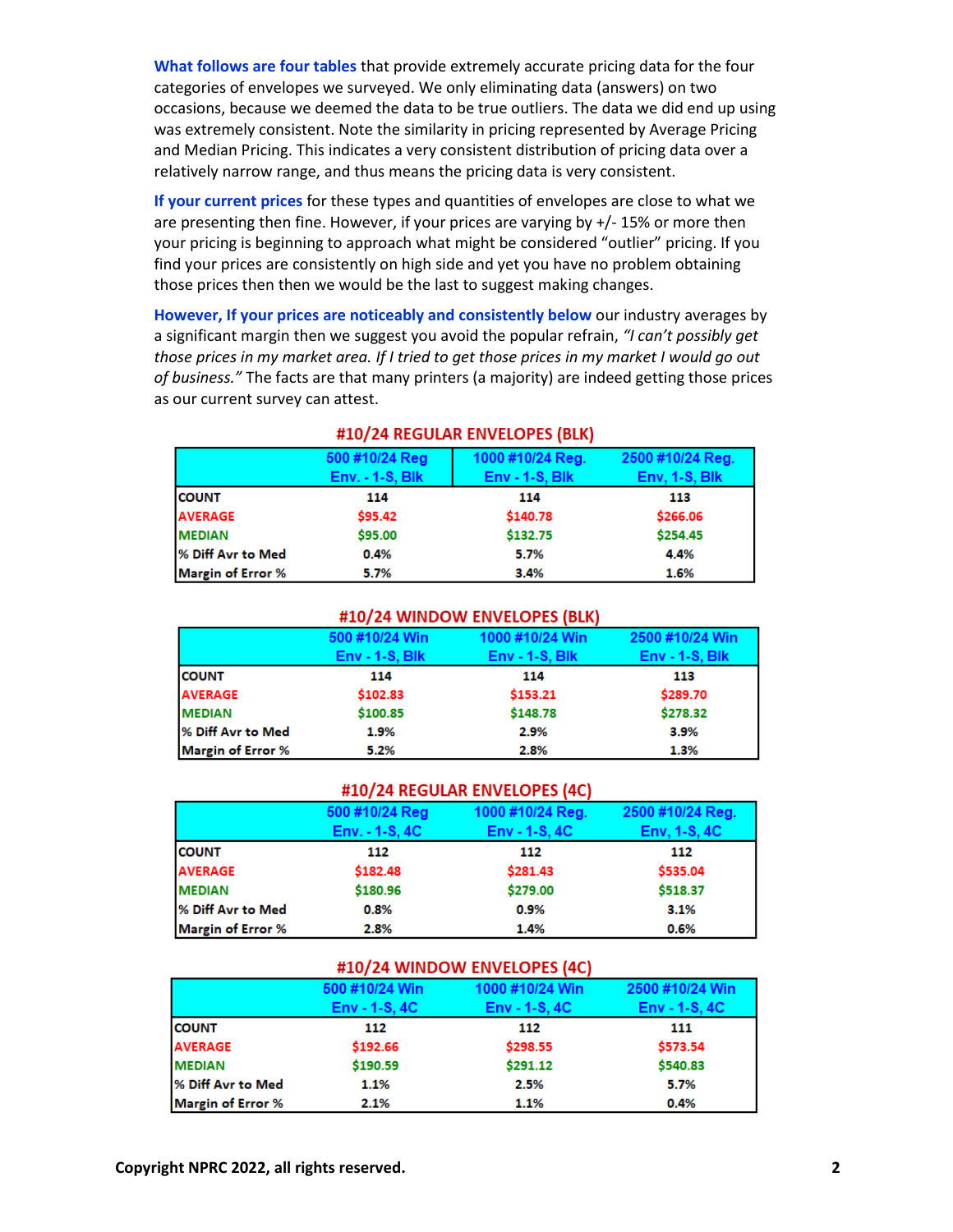**What follows are four tables** that provide extremely accurate pricing data for the four categories of envelopes we surveyed. We only eliminating data (answers) on two occasions, because we deemed the data to be true outliers. The data we did end up using was extremely consistent. Note the similarity in pricing represented by Average Pricing and Median Pricing. This indicates a very consistent distribution of pricing data over a relatively narrow range, and thus means the pricing data is very consistent.

**If your current prices** for these types and quantities of envelopes are close to what we are presenting then fine. However, if your prices are varying by +/- 15% or more then your pricing is beginning to approach what might be considered "outlier" pricing. If you find your prices are consistently on high side and yet you have no problem obtaining those prices then then we would be the last to suggest making changes.

**However, If your prices are noticeably and consistently below** our industry averages by a significant margin then we suggest you avoid the popular refrain, *"I can't possibly get those prices in my market area. If I tried to get those prices in my market I would go out of business."* The facts are that many printers (a majority) are indeed getting those prices as our current survey can attest.

**#10/24 REGULAR ENVELOPES (BLK)**

| | 500 #10/24 Reg Env. - 1-S, Blk | 1000 #10/24 Reg. Env - 1-S, Blk | 2500 #10/24 Reg. Env, 1-S, Blk |
|---|---|---|---|
| COUNT | 114 | 114 | 113 |
| AVERAGE | $95.42 | $140.78 | $266.06 |
| MEDIAN | $95.00 | $132.75 | $254.45 |
| % Diff Avr to Med | 0.4% | 5.7% | 4.4% |
| Margin of Error % | 5.7% | 3.4% | 1.6% |

**#10/24 WINDOW ENVELOPES (BLK)**

| | 500 #10/24 Win Env - 1-S, Blk | 1000 #10/24 Win Env - 1-S, Blk | 2500 #10/24 Win Env - 1-S, Blk |
|---|---|---|---|
| COUNT | 114 | 114 | 113 |
| AVERAGE | $102.83 | $153.21 | $289.70 |
| MEDIAN | $100.85 | $148.78 | $278.32 |
| % Diff Avr to Med | 1.9% | 2.9% | 3.9% |
| Margin of Error % | 5.2% | 2.8% | 1.3% |

**#10/24 REGULAR ENVELOPES (4C)**

| | 500 #10/24 Reg Env. - 1-S, 4C | 1000 #10/24 Reg. Env - 1-S, 4C | 2500 #10/24 Reg. Env, 1-S, 4C |
|---|---|---|---|
| COUNT | 112 | 112 | 112 |
| AVERAGE | $182.48 | $281.43 | $535.04 |
| MEDIAN | $180.96 | $279.00 | $518.37 |
| % Diff Avr to Med | 0.8% | 0.9% | 3.1% |
| Margin of Error % | 2.8% | 1.4% | 0.6% |

**#10/24 WINDOW ENVELOPES (4C)**

| | 500 #10/24 Win Env - 1-S, 4C | 1000 #10/24 Win Env - 1-S, 4C | 2500 #10/24 Win Env - 1-S, 4C |
|---|---|---|---|
| COUNT | 112 | 112 | 111 |
| AVERAGE | $192.66 | $298.55 | $573.54 |
| MEDIAN | $190.59 | $291.12 | $540.83 |
| % Diff Avr to Med | 1.1% | 2.5% | 5.7% |
| Margin of Error % | 2.1% | 1.1% | 0.4% |

**Copyright NPRC 2022, all rights reserved.**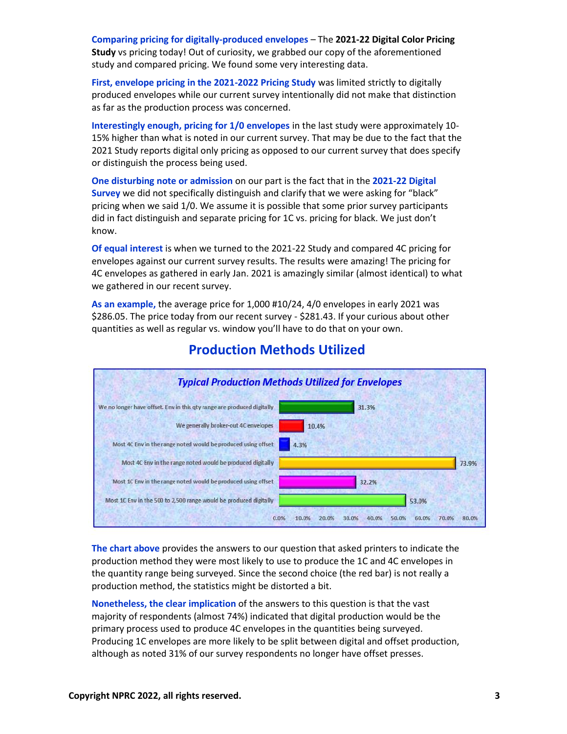**Comparing pricing for digitally-produced envelopes** – The **2021-22 Digital Color Pricing Study** vs pricing today! Out of curiosity, we grabbed our copy of the aforementioned study and compared pricing. We found some very interesting data.

**First, envelope pricing in the 2021-2022 Pricing Study** was limited strictly to digitally produced envelopes while our current survey intentionally did not make that distinction as far as the production process was concerned.

**Interestingly enough, pricing for 1/0 envelopes** in the last study were approximately 10-15% higher than what is noted in our current survey. That may be due to the fact that the 2021 Study reports digital only pricing as opposed to our current survey that does specify or distinguish the process being used.

**One disturbing note or admission** on our part is the fact that in the **2021-22 Digital Survey** we did not specifically distinguish and clarify that we were asking for "black" pricing when we said 1/0. We assume it is possible that some prior survey participants did in fact distinguish and separate pricing for 1C vs. pricing for black. We just don't know.

**Of equal interest** is when we turned to the 2021-22 Study and compared 4C pricing for envelopes against our current survey results. The results were amazing! The pricing for 4C envelopes as gathered in early Jan. 2021 is amazingly similar (almost identical) to what we gathered in our recent survey.

**As an example,** the average price for 1,000 #10/24, 4/0 envelopes in early 2021 was $286.05. The price today from our recent survey - $281.43. If your curious about other quantities as well as regular vs. window you'll have to do that on your own.

## Production Methods Utilized

*Typical Production Methods Utilized for Envelopes*

| Production Method | Percentage |
|---|---|
| We no longer have offset. Env in this qty range are produced digitally | 31.3% |
| We generally broker-out 4C envelopes | 10.4% |
| Most 4C Env in the range noted would be produced using offset | 4.3% |
| Most 4C Env in the range noted would be produced digitally | 73.9% |
| Most 1C Env in the range noted would be produced using offset | 32.2% |
| Most 1C Env in the 500 to 2,500 range would be produced digitally | 53.0% |

**The chart above** provides the answers to our question that asked printers to indicate the production method they were most likely to use to produce the 1C and 4C envelopes in the quantity range being surveyed. Since the second choice (the red bar) is not really a production method, the statistics might be distorted a bit.

**Nonetheless, the clear implication** of the answers to this question is that the vast majority of respondents (almost 74%) indicated that digital production would be the primary process used to produce 4C envelopes in the quantities being surveyed. Producing 1C envelopes are more likely to be split between digital and offset production, although as noted 31% of our survey respondents no longer have offset presses.

**Copyright NPRC 2022, all rights reserved.**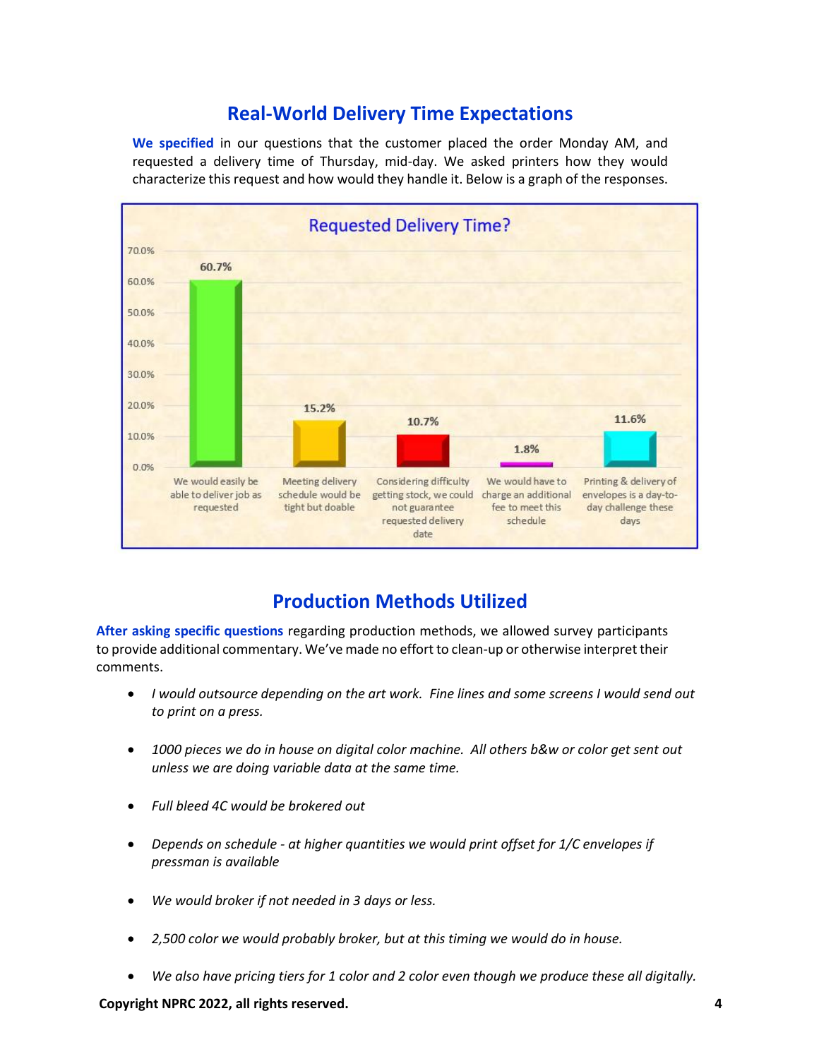## Real-World Delivery Time Expectations

**We specified** in our questions that the customer placed the order Monday AM, and requested a delivery time of Thursday, mid-day. We asked printers how they would characterize this request and how would they handle it. Below is a graph of the responses.

**Requested Delivery Time?**

| Response | Percentage |
|---|---|
| We would easily be able to deliver job as requested | 60.7% |
| Meeting delivery schedule would be tight but doable | 15.2% |
| Considering difficulty getting stock, we could not guarantee requested delivery date | 10.7% |
| We would have to charge an additional fee to meet this schedule | 1.8% |
| Printing & delivery of envelopes is a day-to-day challenge these days | 11.6% |

## Production Methods Utilized

**After asking specific questions** regarding production methods, we allowed survey participants to provide additional commentary. We've made no effort to clean-up or otherwise interpret their comments.

- *I would outsource depending on the art work. Fine lines and some screens I would send out to print on a press.*
- *1000 pieces we do in house on digital color machine. All others b&w or color get sent out unless we are doing variable data at the same time.*
- *Full bleed 4C would be brokered out*
- *Depends on schedule - at higher quantities we would print offset for 1/C envelopes if pressman is available*
- *We would broker if not needed in 3 days or less.*
- *2,500 color we would probably broker, but at this timing we would do in house.*
- *We also have pricing tiers for 1 color and 2 color even though we produce these all digitally.*

**Copyright NPRC 2022, all rights reserved.**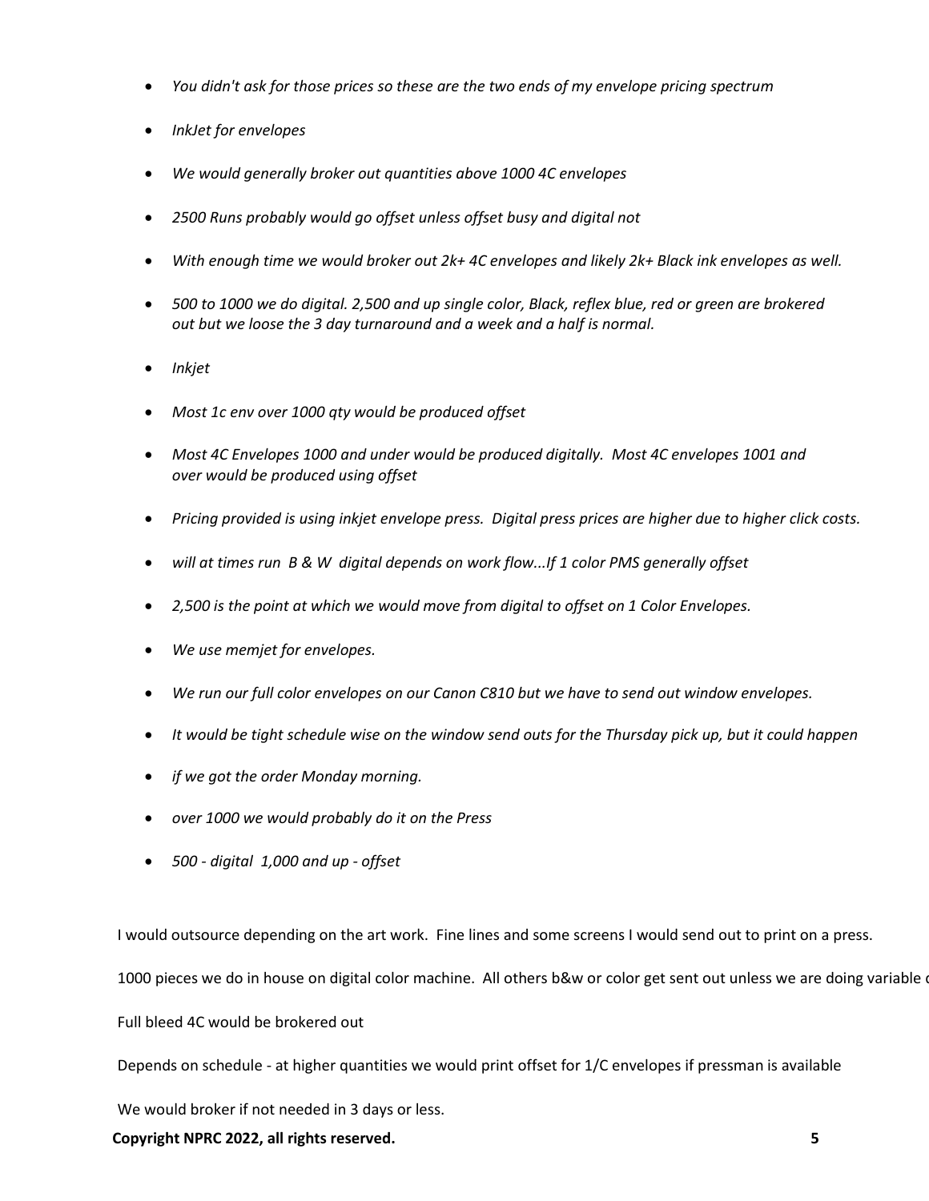- *You didn't ask for those prices so these are the two ends of my envelope pricing spectrum*
- *InkJet for envelopes*
- *We would generally broker out quantities above 1000 4C envelopes*
- *2500 Runs probably would go offset unless offset busy and digital not*
- *With enough time we would broker out 2k+ 4C envelopes and likely 2k+ Black ink envelopes as well.*
- *500 to 1000 we do digital. 2,500 and up single color, Black, reflex blue, red or green are brokered out but we loose the 3 day turnaround and a week and a half is normal.*
- *Inkjet*
- *Most 1c env over 1000 qty would be produced offset*
- *Most 4C Envelopes 1000 and under would be produced digitally. Most 4C envelopes 1001 and over would be produced using offset*
- *Pricing provided is using inkjet envelope press. Digital press prices are higher due to higher click costs.*
- *will at times run B & W digital depends on work flow...If 1 color PMS generally offset*
- *2,500 is the point at which we would move from digital to offset on 1 Color Envelopes.*
- *We use memjet for envelopes.*
- *We run our full color envelopes on our Canon C810 but we have to send out window envelopes.*
- *It would be tight schedule wise on the window send outs for the Thursday pick up, but it could happen*
- *if we got the order Monday morning.*
- *over 1000 we would probably do it on the Press*
- *500 - digital 1,000 and up - offset*

I would outsource depending on the art work. Fine lines and some screens I would send out to print on a press.

1000 pieces we do in house on digital color machine. All others b&w or color get sent out unless we are doing variable d

Full bleed 4C would be brokered out

Depends on schedule - at higher quantities we would print offset for 1/C envelopes if pressman is available

We would broker if not needed in 3 days or less.

**Copyright NPRC 2022, all rights reserved.**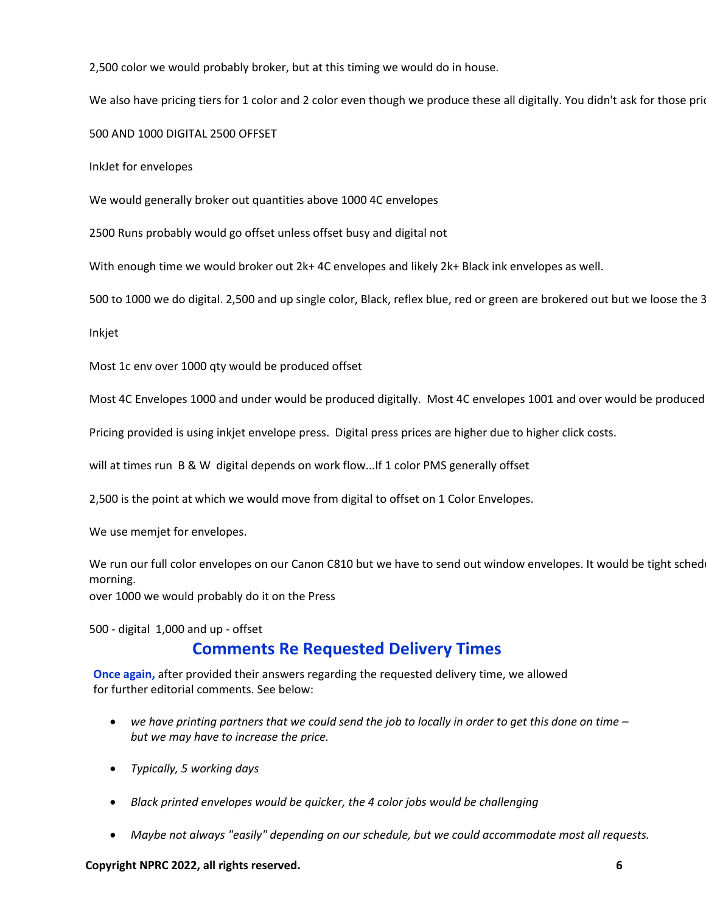2,500 color we would probably broker, but at this timing we would do in house.

We also have pricing tiers for 1 color and 2 color even though we produce these all digitally. You didn't ask for those pric

500 AND 1000 DIGITAL 2500 OFFSET

InkJet for envelopes

We would generally broker out quantities above 1000 4C envelopes

2500 Runs probably would go offset unless offset busy and digital not

With enough time we would broker out 2k+ 4C envelopes and likely 2k+ Black ink envelopes as well.

500 to 1000 we do digital. 2,500 and up single color, Black, reflex blue, red or green are brokered out but we loose the 3

Inkjet

Most 1c env over 1000 qty would be produced offset

Most 4C Envelopes 1000 and under would be produced digitally. Most 4C envelopes 1001 and over would be produced

Pricing provided is using inkjet envelope press. Digital press prices are higher due to higher click costs.

will at times run B & W digital depends on work flow...If 1 color PMS generally offset

2,500 is the point at which we would move from digital to offset on 1 Color Envelopes.

We use memjet for envelopes.

We run our full color envelopes on our Canon C810 but we have to send out window envelopes. It would be tight schedu morning.
over 1000 we would probably do it on the Press

500 - digital 1,000 and up - offset

## Comments Re Requested Delivery Times

**Once again,** after provided their answers regarding the requested delivery time, we allowed for further editorial comments. See below:

- *we have printing partners that we could send the job to locally in order to get this done on time – but we may have to increase the price.*
- *Typically, 5 working days*
- *Black printed envelopes would be quicker, the 4 color jobs would be challenging*
- *Maybe not always "easily" depending on our schedule, but we could accommodate most all requests.*

**Copyright NPRC 2022, all rights reserved.**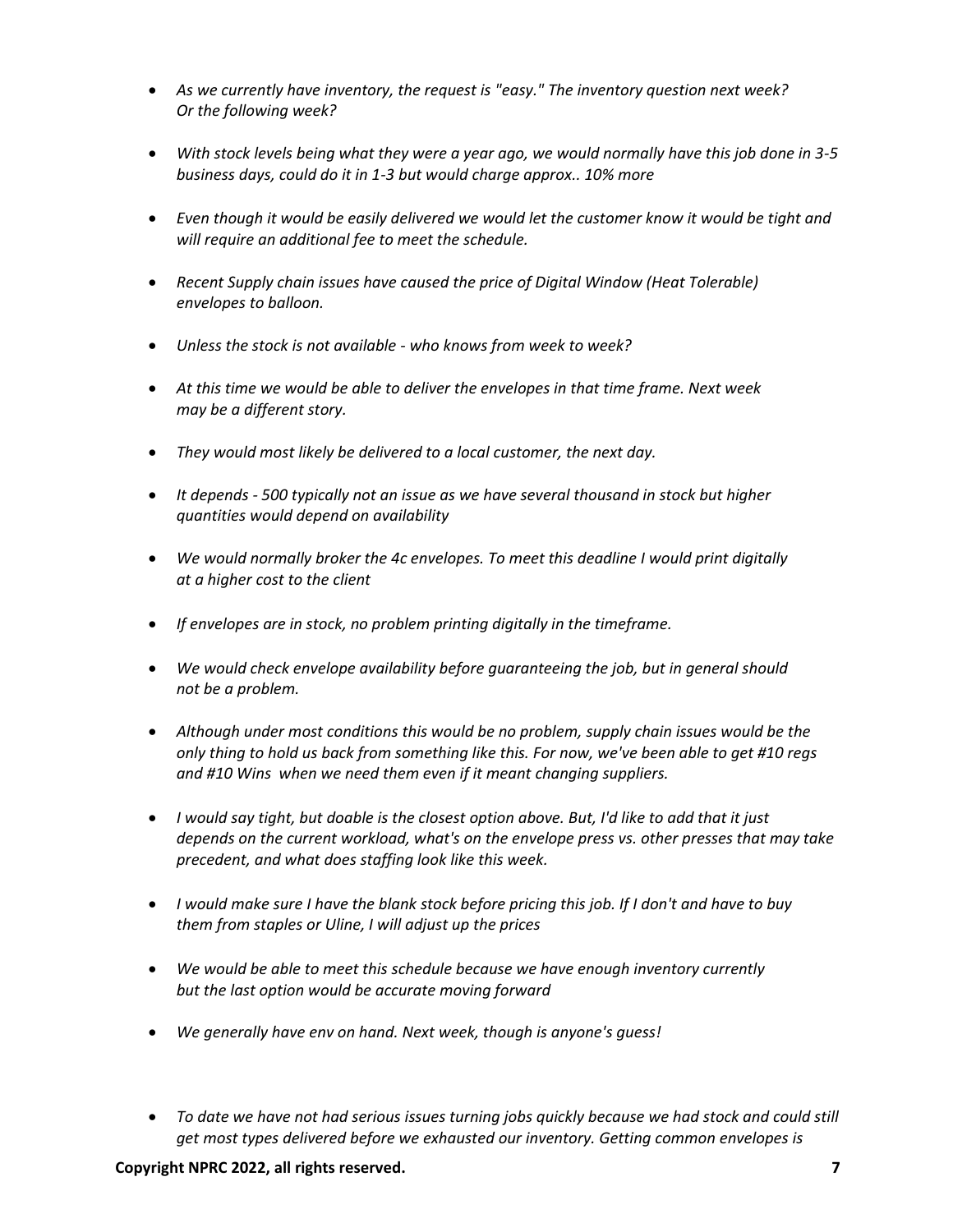- *As we currently have inventory, the request is "easy." The inventory question next week? Or the following week?*

- *With stock levels being what they were a year ago, we would normally have this job done in 3-5 business days, could do it in 1-3 but would charge approx.. 10% more*

- *Even though it would be easily delivered we would let the customer know it would be tight and will require an additional fee to meet the schedule.*

- *Recent Supply chain issues have caused the price of Digital Window (Heat Tolerable) envelopes to balloon.*

- *Unless the stock is not available - who knows from week to week?*

- *At this time we would be able to deliver the envelopes in that time frame. Next week may be a different story.*

- *They would most likely be delivered to a local customer, the next day.*

- *It depends - 500 typically not an issue as we have several thousand in stock but higher quantities would depend on availability*

- *We would normally broker the 4c envelopes. To meet this deadline I would print digitally at a higher cost to the client*

- *If envelopes are in stock, no problem printing digitally in the timeframe.*

- *We would check envelope availability before guaranteeing the job, but in general should not be a problem.*

- *Although under most conditions this would be no problem, supply chain issues would be the only thing to hold us back from something like this. For now, we've been able to get #10 regs and #10 Wins when we need them even if it meant changing suppliers.*

- *I would say tight, but doable is the closest option above. But, I'd like to add that it just depends on the current workload, what's on the envelope press vs. other presses that may take precedent, and what does staffing look like this week.*

- *I would make sure I have the blank stock before pricing this job. If I don't and have to buy them from staples or Uline, I will adjust up the prices*

- *We would be able to meet this schedule because we have enough inventory currently but the last option would be accurate moving forward*

- *We generally have env on hand. Next week, though is anyone's guess!*

- *To date we have not had serious issues turning jobs quickly because we had stock and could still get most types delivered before we exhausted our inventory. Getting common envelopes is*

**Copyright NPRC 2022, all rights reserved.**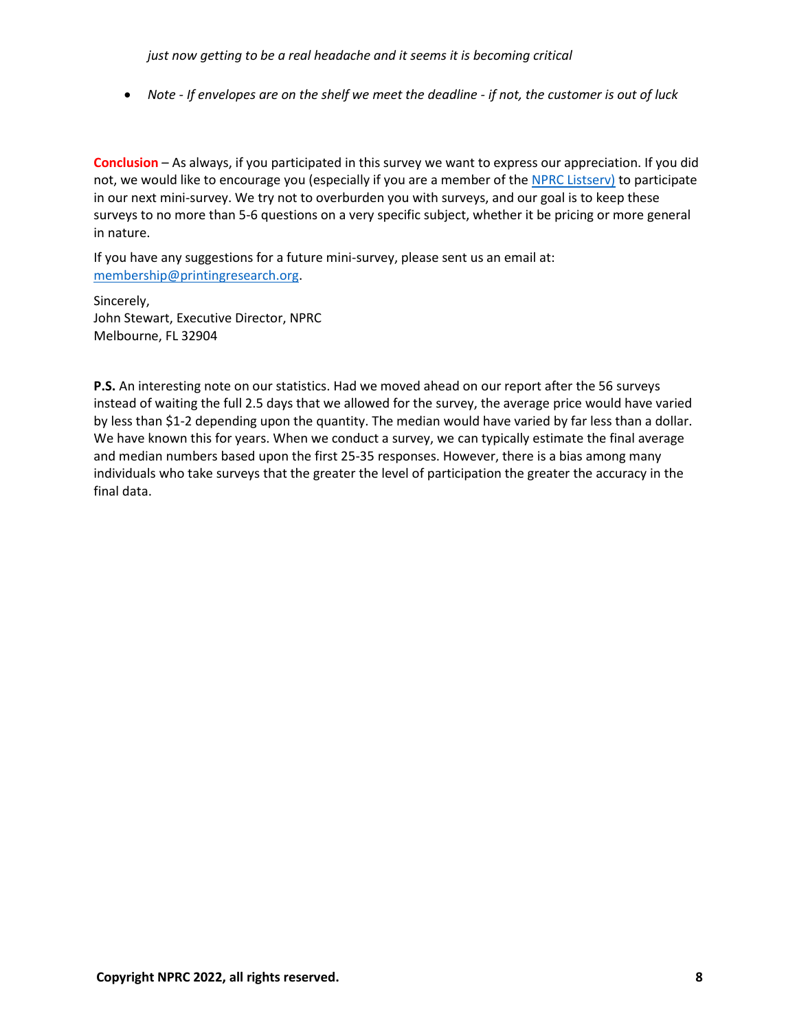*just now getting to be a real headache and it seems it is becoming critical*

- *Note - If envelopes are on the shelf we meet the deadline - if not, the customer is out of luck*

**Conclusion** – As always, if you participated in this survey we want to express our appreciation. If you did not, we would like to encourage you (especially if you are a member of the NPRC Listserv) to participate in our next mini-survey. We try not to overburden you with surveys, and our goal is to keep these surveys to no more than 5-6 questions on a very specific subject, whether it be pricing or more general in nature.

If you have any suggestions for a future mini-survey, please sent us an email at: membership@printingresearch.org.

Sincerely,
John Stewart, Executive Director, NPRC
Melbourne, FL 32904

**P.S.** An interesting note on our statistics. Had we moved ahead on our report after the 56 surveys instead of waiting the full 2.5 days that we allowed for the survey, the average price would have varied by less than $1-2 depending upon the quantity. The median would have varied by far less than a dollar. We have known this for years. When we conduct a survey, we can typically estimate the final average and median numbers based upon the first 25-35 responses. However, there is a bias among many individuals who take surveys that the greater the level of participation the greater the accuracy in the final data.

**Copyright NPRC 2022, all rights reserved.**